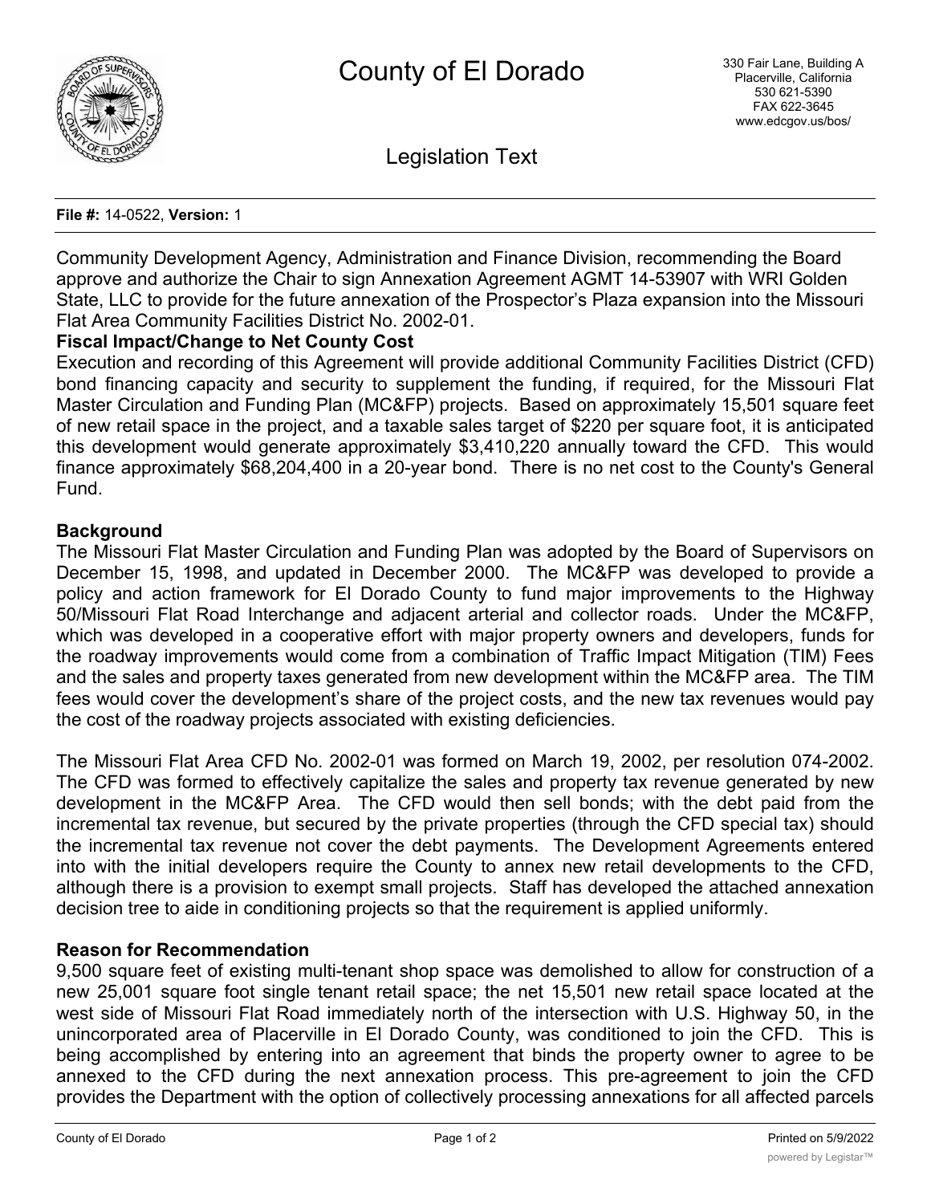# County of El Dorado

330 Fair Lane, Building A
Placerville, California
530 621-5390
FAX 622-3645
www.edcgov.us/bos/

## Legislation Text

**File #:** 14-0522, **Version:** 1

Community Development Agency, Administration and Finance Division, recommending the Board approve and authorize the Chair to sign Annexation Agreement AGMT 14-53907 with WRI Golden State, LLC to provide for the future annexation of the Prospector's Plaza expansion into the Missouri Flat Area Community Facilities District No. 2002-01.

**Fiscal Impact/Change to Net County Cost**

Execution and recording of this Agreement will provide additional Community Facilities District (CFD) bond financing capacity and security to supplement the funding, if required, for the Missouri Flat Master Circulation and Funding Plan (MC&FP) projects. Based on approximately 15,501 square feet of new retail space in the project, and a taxable sales target of $220 per square foot, it is anticipated this development would generate approximately $3,410,220 annually toward the CFD. This would finance approximately $68,204,400 in a 20-year bond. There is no net cost to the County's General Fund.

**Background**

The Missouri Flat Master Circulation and Funding Plan was adopted by the Board of Supervisors on December 15, 1998, and updated in December 2000. The MC&FP was developed to provide a policy and action framework for El Dorado County to fund major improvements to the Highway 50/Missouri Flat Road Interchange and adjacent arterial and collector roads. Under the MC&FP, which was developed in a cooperative effort with major property owners and developers, funds for the roadway improvements would come from a combination of Traffic Impact Mitigation (TIM) Fees and the sales and property taxes generated from new development within the MC&FP area. The TIM fees would cover the development's share of the project costs, and the new tax revenues would pay the cost of the roadway projects associated with existing deficiencies.

The Missouri Flat Area CFD No. 2002-01 was formed on March 19, 2002, per resolution 074-2002. The CFD was formed to effectively capitalize the sales and property tax revenue generated by new development in the MC&FP Area. The CFD would then sell bonds; with the debt paid from the incremental tax revenue, but secured by the private properties (through the CFD special tax) should the incremental tax revenue not cover the debt payments. The Development Agreements entered into with the initial developers require the County to annex new retail developments to the CFD, although there is a provision to exempt small projects. Staff has developed the attached annexation decision tree to aide in conditioning projects so that the requirement is applied uniformly.

**Reason for Recommendation**

9,500 square feet of existing multi-tenant shop space was demolished to allow for construction of a new 25,001 square foot single tenant retail space; the net 15,501 new retail space located at the west side of Missouri Flat Road immediately north of the intersection with U.S. Highway 50, in the unincorporated area of Placerville in El Dorado County, was conditioned to join the CFD. This is being accomplished by entering into an agreement that binds the property owner to agree to be annexed to the CFD during the next annexation process. This pre-agreement to join the CFD provides the Department with the option of collectively processing annexations for all affected parcels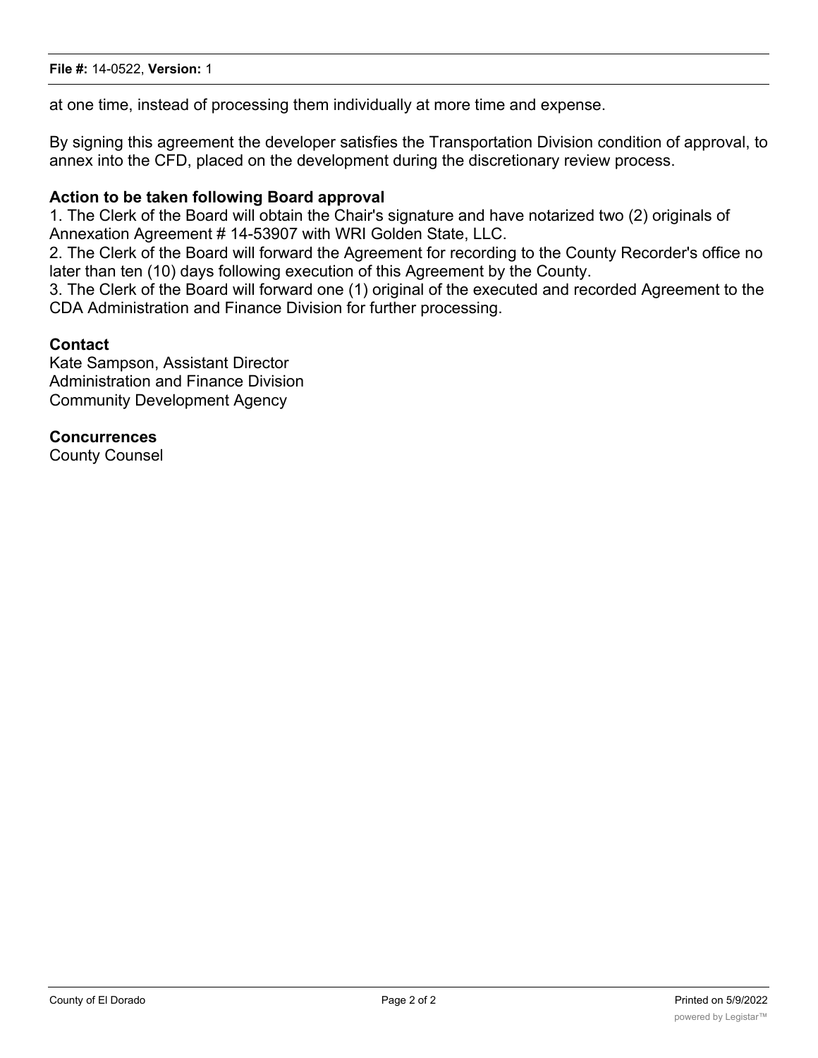at one time, instead of processing them individually at more time and expense.

By signing this agreement the developer satisfies the Transportation Division condition of approval, to annex into the CFD, placed on the development during the discretionary review process.

**Action to be taken following Board approval**

1. The Clerk of the Board will obtain the Chair's signature and have notarized two (2) originals of Annexation Agreement # 14-53907 with WRI Golden State, LLC.
2. The Clerk of the Board will forward the Agreement for recording to the County Recorder's office no later than ten (10) days following execution of this Agreement by the County.
3. The Clerk of the Board will forward one (1) original of the executed and recorded Agreement to the CDA Administration and Finance Division for further processing.

**Contact**

Kate Sampson, Assistant Director
Administration and Finance Division
Community Development Agency

**Concurrences**

County Counsel